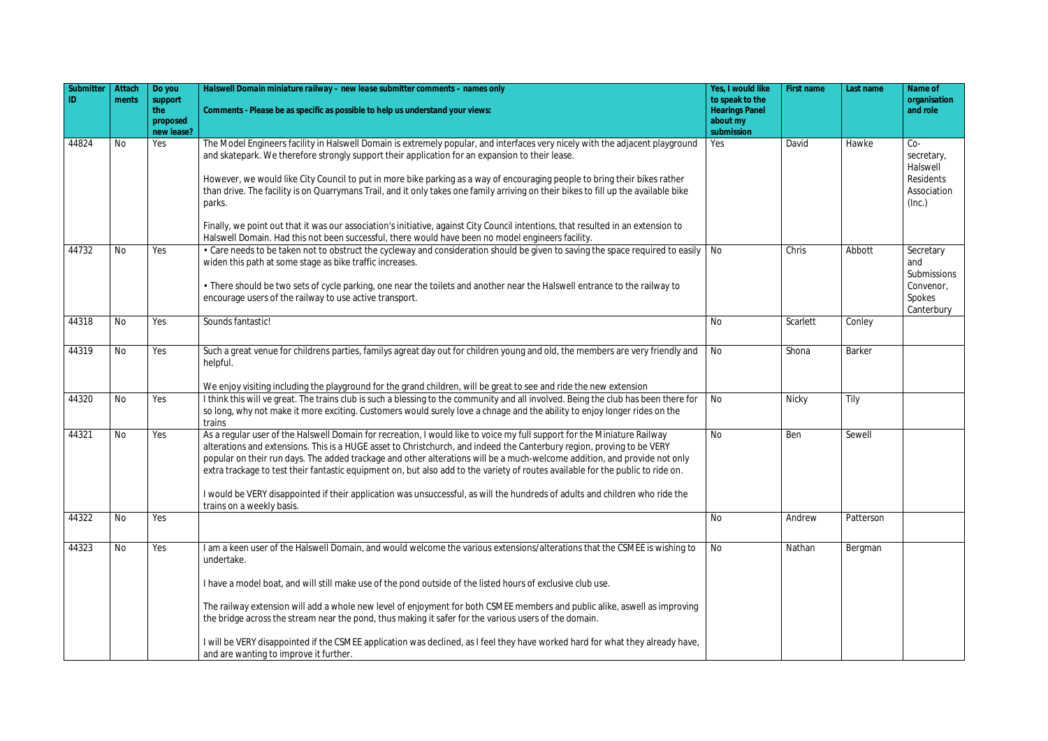| Submitter ID | Attachments | Do you support the proposed new lease? | Halswell Domain miniature railway – new lease submitter comments – names only<br><br>Comments - Please be as specific as possible to help us understand your views: | Yes, I would like to speak to the Hearings Panel about my submission | First name | Last name | Name of organisation and role |
|---|---|---|---|---|---|---|---|
| 44824 | No | Yes | The Model Engineers facility in Halswell Domain is extremely popular, and interfaces very nicely with the adjacent playground and skatepark. We therefore strongly support their application for an expansion to their lease.<br><br>However, we would like City Council to put in more bike parking as a way of encouraging people to bring their bikes rather than drive. The facility is on Quarrymans Trail, and it only takes one family arriving on their bikes to fill up the available bike parks.<br><br>Finally, we point out that it was our association's initiative, against City Council intentions, that resulted in an extension to Halswell Domain. Had this not been successful, there would have been no model engineers facility. | Yes | David | Hawke | Co-secretary, Halswell Residents Association (Inc.) |
| 44732 | No | Yes | • Care needs to be taken not to obstruct the cycleway and consideration should be given to saving the space required to easily widen this path at some stage as bike traffic increases.<br><br>• There should be two sets of cycle parking, one near the toilets and another near the Halswell entrance to the railway to encourage users of the railway to use active transport. | No | Chris | Abbott | Secretary and Submissions Convenor, Spokes Canterbury |
| 44318 | No | Yes | Sounds fantastic! | No | Scarlett | Conley | |
| 44319 | No | Yes | Such a great venue for childrens parties, familys agreat day out for children young and old, the members are very friendly and helpful.<br><br>We enjoy visiting including the playground for the grand children, will be great to see and ride the new extension | No | Shona | Barker | |
| 44320 | No | Yes | I think this will ve great. The trains club is such a blessing to the community and all involved. Being the club has been there for so long, why not make it more exciting. Customers would surely love a chnage and the ability to enjoy longer rides on the trains | No | Nicky | Tily | |
| 44321 | No | Yes | As a regular user of the Halswell Domain for recreation, I would like to voice my full support for the Miniature Railway alterations and extensions. This is a HUGE asset to Christchurch, and indeed the Canterbury region, proving to be VERY popular on their run days. The added trackage and other alterations will be a much-welcome addition, and provide not only extra trackage to test their fantastic equipment on, but also add to the variety of routes available for the public to ride on.<br><br>I would be VERY disappointed if their application was unsuccessful, as will the hundreds of adults and children who ride the trains on a weekly basis. | No | Ben | Sewell | |
| 44322 | No | Yes | | No | Andrew | Patterson | |
| 44323 | No | Yes | I am a keen user of the Halswell Domain, and would welcome the various extensions/alterations that the CSMEE is wishing to undertake.<br><br>I have a model boat, and will still make use of the pond outside of the listed hours of exclusive club use.<br><br>The railway extension will add a whole new level of enjoyment for both CSMEE members and public alike, aswell as improving the bridge across the stream near the pond, thus making it safer for the various users of the domain.<br><br>I will be VERY disappointed if the CSMEE application was declined, as I feel they have worked hard for what they already have, and are wanting to improve it further. | No | Nathan | Bergman | |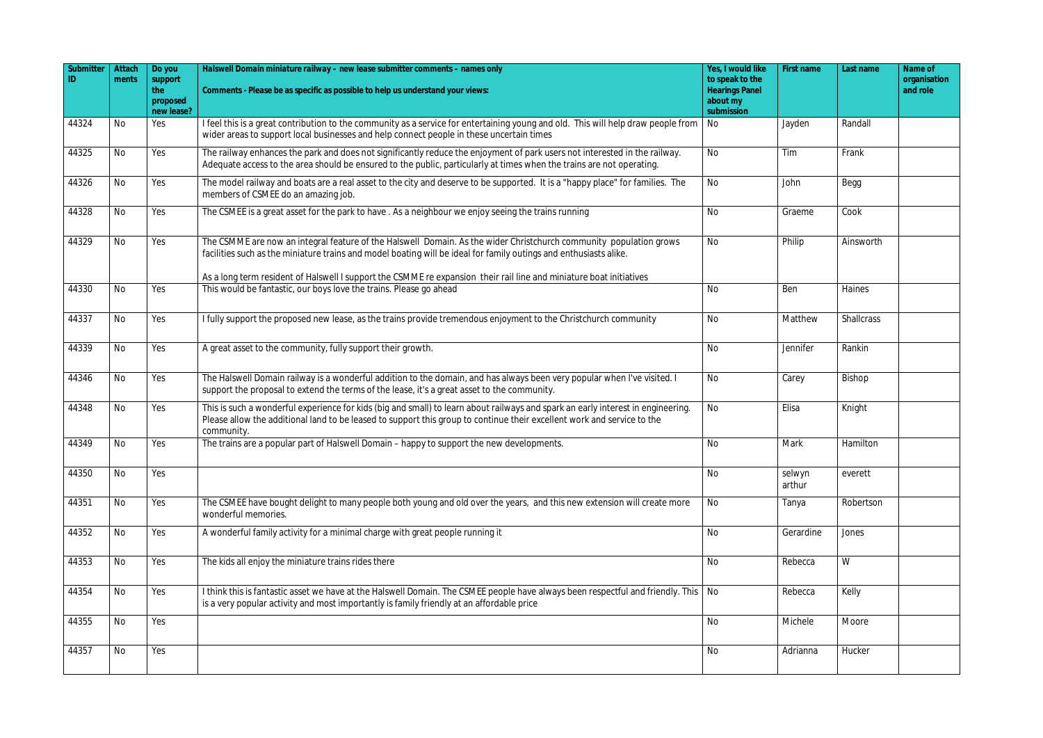| Submitter ID | Attachments | Do you support the proposed new lease? | Halswell Domain miniature railway – new lease submitter comments – names only<br><br>Comments - Please be as specific as possible to help us understand your views: | Yes, I would like to speak to the Hearings Panel about my submission | First name | Last name | Name of organisation and role |
|---|---|---|---|---|---|---|---|
| 44324 | No | Yes | I feel this is a great contribution to the community as a service for entertaining young and old. This will help draw people from wider areas to support local businesses and help connect people in these uncertain times | No | Jayden | Randall | |
| 44325 | No | Yes | The railway enhances the park and does not significantly reduce the enjoyment of park users not interested in the railway. Adequate access to the area should be ensured to the public, particularly at times when the trains are not operating. | No | Tim | Frank | |
| 44326 | No | Yes | The model railway and boats are a real asset to the city and deserve to be supported. It is a "happy place" for families. The members of CSMEE do an amazing job. | No | John | Begg | |
| 44328 | No | Yes | The CSMEE is a great asset for the park to have . As a neighbour we enjoy seeing the trains running | No | Graeme | Cook | |
| 44329 | No | Yes | The CSMME are now an integral feature of the Halswell Domain. As the wider Christchurch community population grows facilities such as the miniature trains and model boating will be ideal for family outings and enthusiasts alike.<br><br>As a long term resident of Halswell I support the CSMME re expansion their rail line and miniature boat initiatives | No | Philip | Ainsworth | |
| 44330 | No | Yes | This would be fantastic, our boys love the trains. Please go ahead | No | Ben | Haines | |
| 44337 | No | Yes | I fully support the proposed new lease, as the trains provide tremendous enjoyment to the Christchurch community | No | Matthew | Shallcrass | |
| 44339 | No | Yes | A great asset to the community, fully support their growth. | No | Jennifer | Rankin | |
| 44346 | No | Yes | The Halswell Domain railway is a wonderful addition to the domain, and has always been very popular when I've visited. I support the proposal to extend the terms of the lease, it's a great asset to the community. | No | Carey | Bishop | |
| 44348 | No | Yes | This is such a wonderful experience for kids (big and small) to learn about railways and spark an early interest in engineering. Please allow the additional land to be leased to support this group to continue their excellent work and service to the community. | No | Elisa | Knight | |
| 44349 | No | Yes | The trains are a popular part of Halswell Domain – happy to support the new developments. | No | Mark | Hamilton | |
| 44350 | No | Yes | | No | selwyn arthur | everett | |
| 44351 | No | Yes | The CSMEE have bought delight to many people both young and old over the years, and this new extension will create more wonderful memories. | No | Tanya | Robertson | |
| 44352 | No | Yes | A wonderful family activity for a minimal charge with great people running it | No | Gerardine | Jones | |
| 44353 | No | Yes | The kids all enjoy the miniature trains rides there | No | Rebecca | W | |
| 44354 | No | Yes | I think this is fantastic asset we have at the Halswell Domain. The CSMEE people have always been respectful and friendly. This is a very popular activity and most importantly is family friendly at an affordable price | No | Rebecca | Kelly | |
| 44355 | No | Yes | | No | Michele | Moore | |
| 44357 | No | Yes | | No | Adrianna | Hucker | |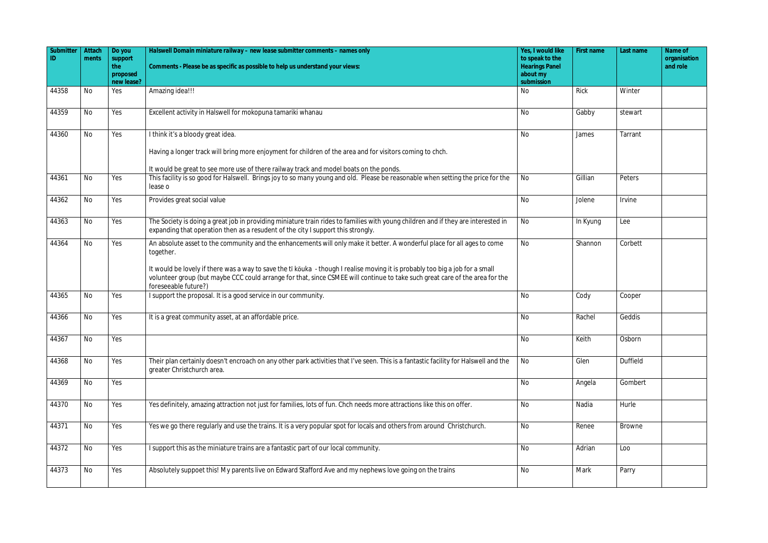| Submitter ID | Attachments | Do you support the proposed new lease? | Halswell Domain miniature railway – new lease submitter comments – names only<br><br>Comments - Please be as specific as possible to help us understand your views: | Yes, I would like to speak to the Hearings Panel about my submission | First name | Last name | Name of organisation and role |
|---|---|---|---|---|---|---|---|
| 44358 | No | Yes | Amazing idea!!! | No | Rick | Winter | |
| 44359 | No | Yes | Excellent activity in Halswell for mokopuna tamariki whanau | No | Gabby | stewart | |
| 44360 | No | Yes | I think it's a bloody great idea.<br><br>Having a longer track will bring more enjoyment for children of the area and for visitors coming to chch.<br><br>It would be great to see more use of there railway track and model boats on the ponds. | No | James | Tarrant | |
| 44361 | No | Yes | This facility is so good for Halswell. Brings joy to so many young and old. Please be reasonable when setting the price for the lease o | No | Gillian | Peters | |
| 44362 | No | Yes | Provides great social value | No | Jolene | Irvine | |
| 44363 | No | Yes | The Society is doing a great job in providing miniature train rides to families with young children and if they are interested in expanding that operation then as a resudent of the city I support this strongly. | No | In Kyung | Lee | |
| 44364 | No | Yes | An absolute asset to the community and the enhancements will only make it better. A wonderful place for all ages to come together.<br><br>It would be lovely if there was a way to save the tī kōuka - though I realise moving it is probably too big a job for a small volunteer group (but maybe CCC could arrange for that, since CSMEE will continue to take such great care of the area for the foreseeable future?) | No | Shannon | Corbett | |
| 44365 | No | Yes | I support the proposal. It is a good service in our community. | No | Cody | Cooper | |
| 44366 | No | Yes | It is a great community asset, at an affordable price. | No | Rachel | Geddis | |
| 44367 | No | Yes | | No | Keith | Osborn | |
| 44368 | No | Yes | Their plan certainly doesn't encroach on any other park activities that I've seen. This is a fantastic facility for Halswell and the greater Christchurch area. | No | Glen | Duffield | |
| 44369 | No | Yes | | No | Angela | Gombert | |
| 44370 | No | Yes | Yes definitely, amazing attraction not just for families, lots of fun. Chch needs more attractions like this on offer. | No | Nadia | Hurle | |
| 44371 | No | Yes | Yes we go there regularly and use the trains. It is a very popular spot for locals and others from around Christchurch. | No | Renee | Browne | |
| 44372 | No | Yes | I support this as the miniature trains are a fantastic part of our local community. | No | Adrian | Loo | |
| 44373 | No | Yes | Absolutely suppoet this! My parents live on Edward Stafford Ave and my nephews love going on the trains | No | Mark | Parry | |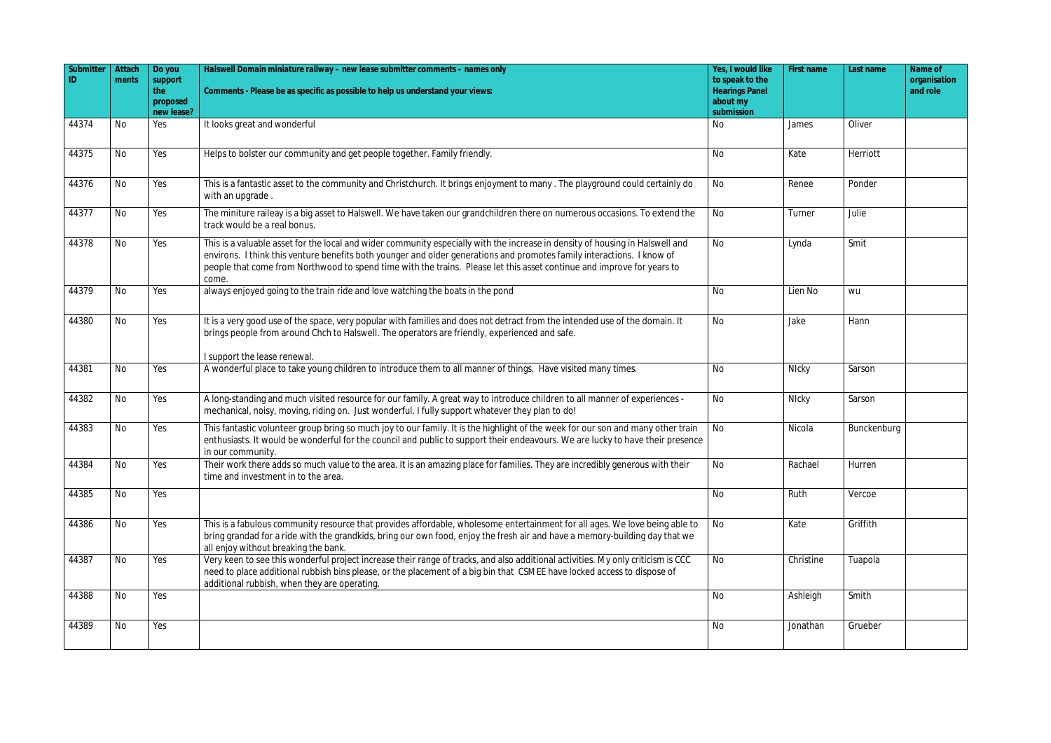| Submitter ID | Attachments | Do you support the proposed new lease? | Halswell Domain miniature railway – new lease submitter comments – names only<br><br>Comments - Please be as specific as possible to help us understand your views: | Yes, I would like to speak to the Hearings Panel about my submission | First name | Last name | Name of organisation and role |
|---|---|---|---|---|---|---|---|
| 44374 | No | Yes | It looks great and wonderful | No | James | Oliver | |
| 44375 | No | Yes | Helps to bolster our community and get people together. Family friendly. | No | Kate | Herriott | |
| 44376 | No | Yes | This is a fantastic asset to the community and Christchurch. It brings enjoyment to many . The playground could certainly do with an upgrade . | No | Renee | Ponder | |
| 44377 | No | Yes | The miniture raileay is a big asset to Halswell. We have taken our grandchildren there on numerous occasions. To extend the track would be a real bonus. | No | Turner | Julie | |
| 44378 | No | Yes | This is a valuable asset for the local and wider community especially with the increase in density of housing in Halswell and environs. I think this venture benefits both younger and older generations and promotes family interactions. I know of people that come from Northwood to spend time with the trains. Please let this asset continue and improve for years to come. | No | Lynda | Smit | |
| 44379 | No | Yes | always enjoyed going to the train ride and love watching the boats in the pond | No | Lien No | wu | |
| 44380 | No | Yes | It is a very good use of the space, very popular with families and does not detract from the intended use of the domain. It brings people from around Chch to Halswell. The operators are friendly, experienced and safe.<br><br>I support the lease renewal. | No | Jake | Hann | |
| 44381 | No | Yes | A wonderful place to take young children to introduce them to all manner of things. Have visited many times. | No | NIcky | Sarson | |
| 44382 | No | Yes | A long-standing and much visited resource for our family. A great way to introduce children to all manner of experiences - mechanical, noisy, moving, riding on. Just wonderful. I fully support whatever they plan to do! | No | NIcky | Sarson | |
| 44383 | No | Yes | This fantastic volunteer group bring so much joy to our family. It is the highlight of the week for our son and many other train enthusiasts. It would be wonderful for the council and public to support their endeavours. We are lucky to have their presence in our community. | No | Nicola | Bunckenburg | |
| 44384 | No | Yes | Their work there adds so much value to the area. It is an amazing place for families. They are incredibly generous with their time and investment in to the area. | No | Rachael | Hurren | |
| 44385 | No | Yes | | No | Ruth | Vercoe | |
| 44386 | No | Yes | This is a fabulous community resource that provides affordable, wholesome entertainment for all ages. We love being able to bring grandad for a ride with the grandkids, bring our own food, enjoy the fresh air and have a memory-building day that we all enjoy without breaking the bank. | No | Kate | Griffith | |
| 44387 | No | Yes | Very keen to see this wonderful project increase their range of tracks, and also additional activities. My only criticism is CCC need to place additional rubbish bins please, or the placement of a big bin that CSMEE have locked access to dispose of additional rubbish, when they are operating. | No | Christine | Tuapola | |
| 44388 | No | Yes | | No | Ashleigh | Smith | |
| 44389 | No | Yes | | No | Jonathan | Grueber | |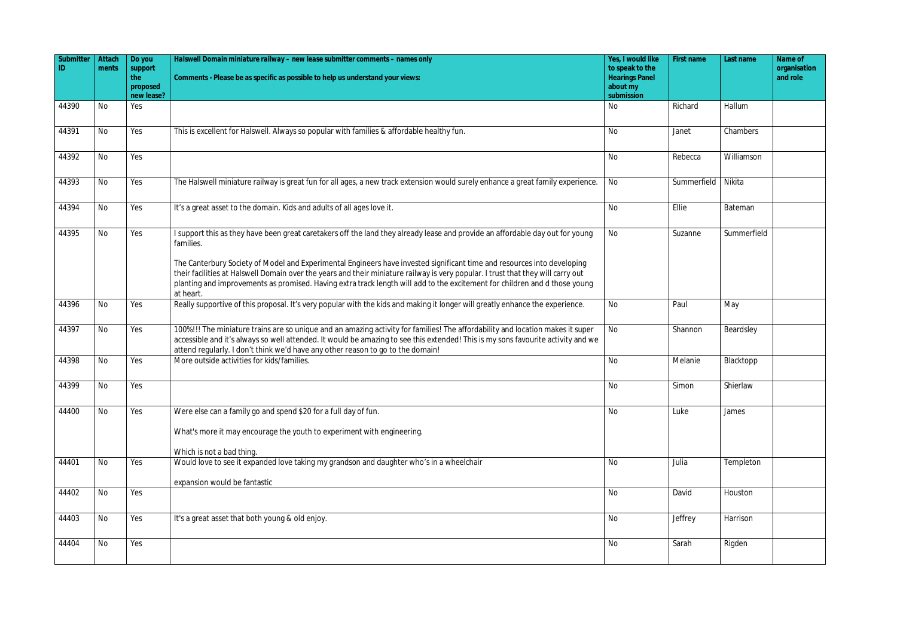| Submitter ID | Attachments | Do you support the proposed new lease? | Halswell Domain miniature railway – new lease submitter comments – names only<br><br>Comments - Please be as specific as possible to help us understand your views: | Yes, I would like to speak to the Hearings Panel about my submission | First name | Last name | Name of organisation and role |
|---|---|---|---|---|---|---|---|
| 44390 | No | Yes | | No | Richard | Hallum | |
| 44391 | No | Yes | This is excellent for Halswell. Always so popular with families & affordable healthy fun. | No | Janet | Chambers | |
| 44392 | No | Yes | | No | Rebecca | Williamson | |
| 44393 | No | Yes | The Halswell miniature railway is great fun for all ages, a new track extension would surely enhance a great family experience. | No | Summerfield | Nikita | |
| 44394 | No | Yes | It's a great asset to the domain. Kids and adults of all ages love it. | No | Ellie | Bateman | |
| 44395 | No | Yes | I support this as they have been great caretakers off the land they already lease and provide an affordable day out for young families.<br><br>The Canterbury Society of Model and Experimental Engineers have invested significant time and resources into developing their facilities at Halswell Domain over the years and their miniature railway is very popular. I trust that they will carry out planting and improvements as promised. Having extra track length will add to the excitement for children and d those young at heart. | No | Suzanne | Summerfield | |
| 44396 | No | Yes | Really supportive of this proposal. It's very popular with the kids and making it longer will greatly enhance the experience. | No | Paul | May | |
| 44397 | No | Yes | 100%!!! The miniature trains are so unique and an amazing activity for families! The affordability and location makes it super accessible and it's always so well attended. It would be amazing to see this extended! This is my sons favourite activity and we attend regularly. I don't think we'd have any other reason to go to the domain! | No | Shannon | Beardsley | |
| 44398 | No | Yes | More outside activities for kids/families. | No | Melanie | Blacktopp | |
| 44399 | No | Yes | | No | Simon | Shierlaw | |
| 44400 | No | Yes | Were else can a family go and spend $20 for a full day of fun.<br><br>What's more it may encourage the youth to experiment with engineering.<br><br>Which is not a bad thing. | No | Luke | James | |
| 44401 | No | Yes | Would love to see it expanded love taking my grandson and daughter who's in a wheelchair<br><br>expansion would be fantastic | No | Julia | Templeton | |
| 44402 | No | Yes | | No | David | Houston | |
| 44403 | No | Yes | It's a great asset that both young & old enjoy. | No | Jeffrey | Harrison | |
| 44404 | No | Yes | | No | Sarah | Rigden | |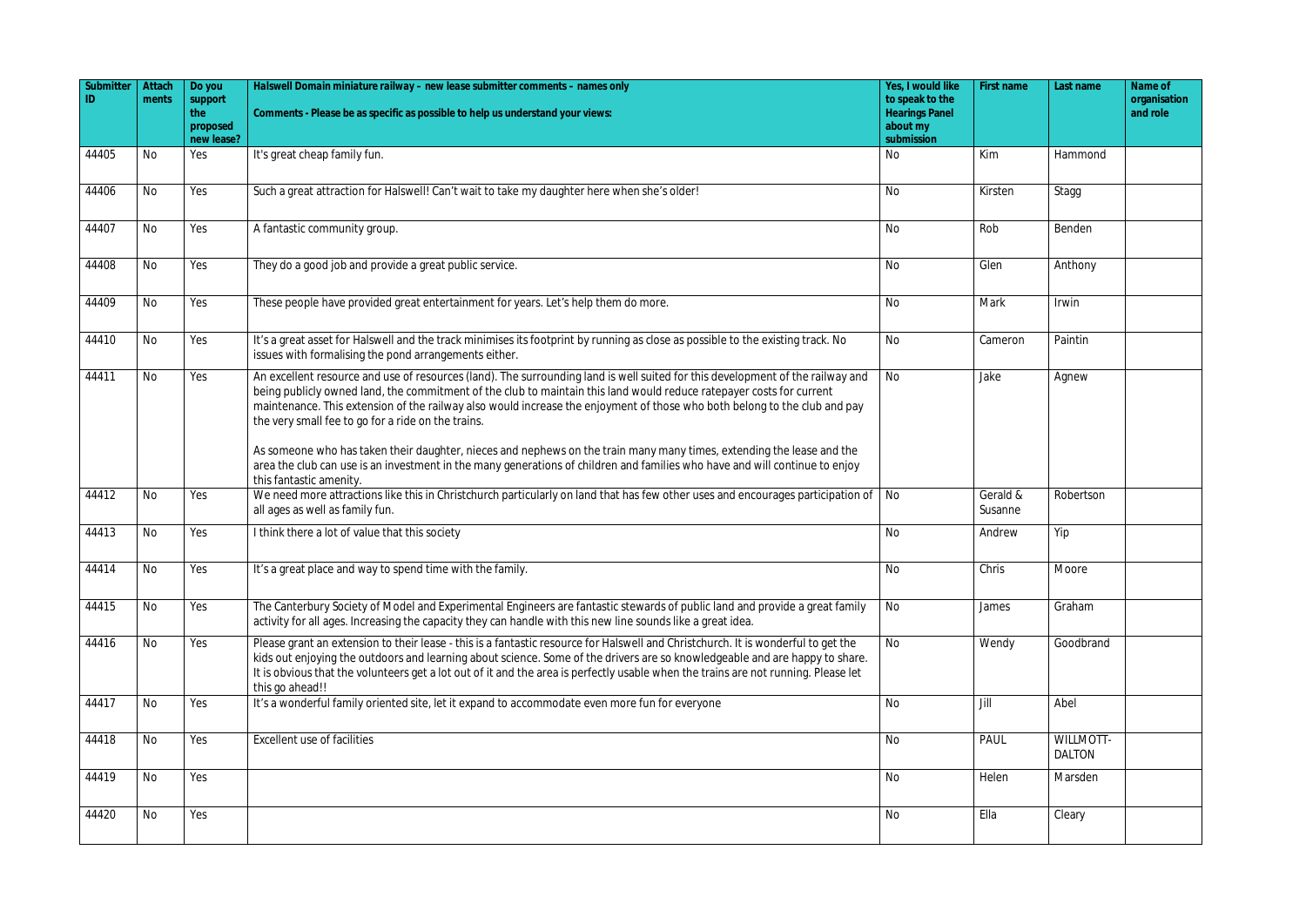| Submitter ID | Attachments | Do you support the proposed new lease? | Halswell Domain miniature railway – new lease submitter comments – names only<br>Comments - Please be as specific as possible to help us understand your views: | Yes, I would like to speak to the Hearings Panel about my submission | First name | Last name | Name of organisation and role |
|---|---|---|---|---|---|---|---|
| 44405 | No | Yes | It's great cheap family fun. | No | Kim | Hammond | |
| 44406 | No | Yes | Such a great attraction for Halswell! Can't wait to take my daughter here when she's older! | No | Kirsten | Stagg | |
| 44407 | No | Yes | A fantastic community group. | No | Rob | Benden | |
| 44408 | No | Yes | They do a good job and provide a great public service. | No | Glen | Anthony | |
| 44409 | No | Yes | These people have provided great entertainment for years. Let's help them do more. | No | Mark | Irwin | |
| 44410 | No | Yes | It's a great asset for Halswell and the track minimises its footprint by running as close as possible to the existing track. No issues with formalising the pond arrangements either. | No | Cameron | Paintin | |
| 44411 | No | Yes | An excellent resource and use of resources (land). The surrounding land is well suited for this development of the railway and being publicly owned land, the commitment of the club to maintain this land would reduce ratepayer costs for current maintenance. This extension of the railway also would increase the enjoyment of those who both belong to the club and pay the very small fee to go for a ride on the trains.<br><br>As someone who has taken their daughter, nieces and nephews on the train many many times, extending the lease and the area the club can use is an investment in the many generations of children and families who have and will continue to enjoy this fantastic amenity. | No | Jake | Agnew | |
| 44412 | No | Yes | We need more attractions like this in Christchurch particularly on land that has few other uses and encourages participation of all ages as well as family fun. | No | Gerald & Susanne | Robertson | |
| 44413 | No | Yes | I think there a lot of value that this society | No | Andrew | Yip | |
| 44414 | No | Yes | It's a great place and way to spend time with the family. | No | Chris | Moore | |
| 44415 | No | Yes | The Canterbury Society of Model and Experimental Engineers are fantastic stewards of public land and provide a great family activity for all ages. Increasing the capacity they can handle with this new line sounds like a great idea. | No | James | Graham | |
| 44416 | No | Yes | Please grant an extension to their lease - this is a fantastic resource for Halswell and Christchurch. It is wonderful to get the kids out enjoying the outdoors and learning about science. Some of the drivers are so knowledgeable and are happy to share. It is obvious that the volunteers get a lot out of it and the area is perfectly usable when the trains are not running. Please let this go ahead!! | No | Wendy | Goodbrand | |
| 44417 | No | Yes | It's a wonderful family oriented site, let it expand to accommodate even more fun for everyone | No | Jill | Abel | |
| 44418 | No | Yes | Excellent use of facilities | No | PAUL | WILLMOTT-DALTON | |
| 44419 | No | Yes | | No | Helen | Marsden | |
| 44420 | No | Yes | | No | Ella | Cleary | |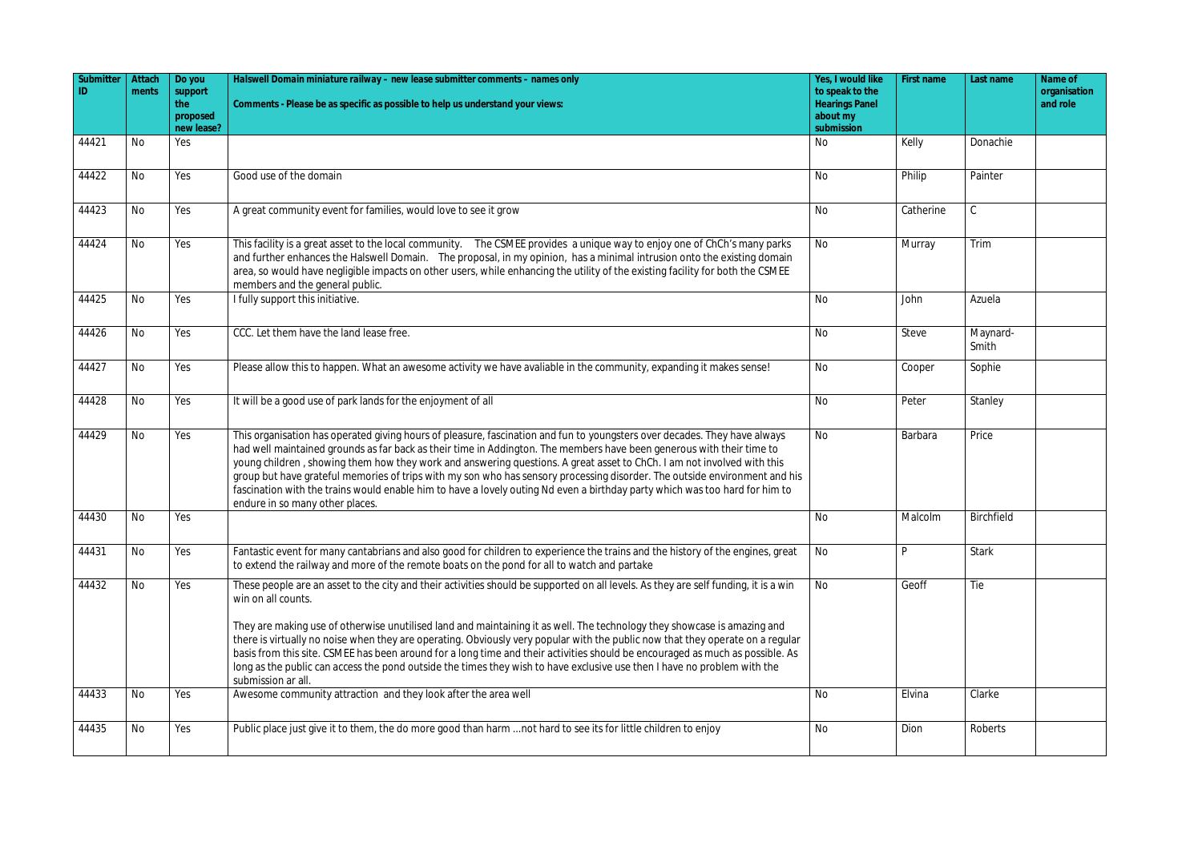| Submitter ID | Attachments | Do you support the proposed new lease? | Halswell Domain miniature railway – new lease submitter comments – names only<br><br>Comments - Please be as specific as possible to help us understand your views: | Yes, I would like to speak to the Hearings Panel about my submission | First name | Last name | Name of organisation and role |
|---|---|---|---|---|---|---|---|
| 44421 | No | Yes | | No | Kelly | Donachie | |
| 44422 | No | Yes | Good use of the domain | No | Philip | Painter | |
| 44423 | No | Yes | A great community event for families, would love to see it grow | No | Catherine | C | |
| 44424 | No | Yes | This facility is a great asset to the local community. The CSMEE provides a unique way to enjoy one of ChCh's many parks and further enhances the Halswell Domain. The proposal, in my opinion, has a minimal intrusion onto the existing domain area, so would have negligible impacts on other users, while enhancing the utility of the existing facility for both the CSMEE members and the general public. | No | Murray | Trim | |
| 44425 | No | Yes | I fully support this initiative. | No | John | Azuela | |
| 44426 | No | Yes | CCC. Let them have the land lease free. | No | Steve | Maynard-Smith | |
| 44427 | No | Yes | Please allow this to happen. What an awesome activity we have avaliable in the community, expanding it makes sense! | No | Cooper | Sophie | |
| 44428 | No | Yes | It will be a good use of park lands for the enjoyment of all | No | Peter | Stanley | |
| 44429 | No | Yes | This organisation has operated giving hours of pleasure, fascination and fun to youngsters over decades. They have always had well maintained grounds as far back as their time in Addington. The members have been generous with their time to young children , showing them how they work and answering questions. A great asset to ChCh. I am not involved with this group but have grateful memories of trips with my son who has sensory processing disorder. The outside environment and his fascination with the trains would enable him to have a lovely outing Nd even a birthday party which was too hard for him to endure in so many other places. | No | Barbara | Price | |
| 44430 | No | Yes | | No | Malcolm | Birchfield | |
| 44431 | No | Yes | Fantastic event for many cantabrians and also good for children to experience the trains and the history of the engines, great to extend the railway and more of the remote boats on the pond for all to watch and partake | No | P | Stark | |
| 44432 | No | Yes | These people are an asset to the city and their activities should be supported on all levels. As they are self funding, it is a win win on all counts.<br><br>They are making use of otherwise unutilised land and maintaining it as well. The technology they showcase is amazing and there is virtually no noise when they are operating. Obviously very popular with the public now that they operate on a regular basis from this site. CSMEE has been around for a long time and their activities should be encouraged as much as possible. As long as the public can access the pond outside the times they wish to have exclusive use then I have no problem with the submission ar all. | No | Geoff | Tie | |
| 44433 | No | Yes | Awesome community attraction and they look after the area well | No | Elvina | Clarke | |
| 44435 | No | Yes | Public place just give it to them, the do more good than harm ...not hard to see its for little children to enjoy | No | Dion | Roberts | |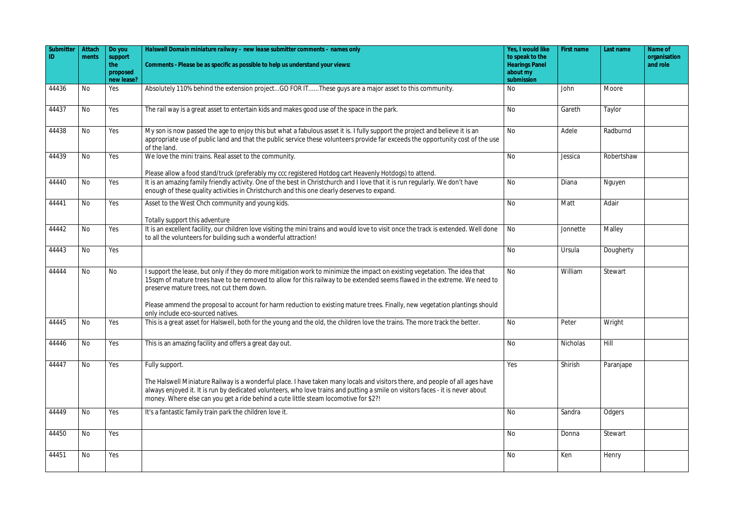| Submitter ID | Attachments | Do you support the proposed new lease? | Halswell Domain miniature railway – new lease submitter comments – names only<br>Comments - Please be as specific as possible to help us understand your views: | Yes, I would like to speak to the Hearings Panel about my submission | First name | Last name | Name of organisation and role |
|---|---|---|---|---|---|---|---|
| 44436 | No | Yes | Absolutely 110% behind the extension project...GO FOR IT......These guys are a major asset to this community. | No | John | Moore | |
| 44437 | No | Yes | The rail way is a great asset to entertain kids and makes good use of the space in the park. | No | Gareth | Taylor | |
| 44438 | No | Yes | My son is now passed the age to enjoy this but what a fabulous asset it is. I fully support the project and believe it is an appropriate use of public land and that the public service these volunteers provide far exceeds the opportunity cost of the use of the land. | No | Adele | Radburnd | |
| 44439 | No | Yes | We love the mini trains. Real asset to the community.<br><br>Please allow a food stand/truck (preferably my ccc registered Hotdog cart Heavenly Hotdogs) to attend. | No | Jessica | Robertshaw | |
| 44440 | No | Yes | It is an amazing family friendly activity. One of the best in Christchurch and I love that it is run regularly. We don't have enough of these quality activities in Christchurch and this one clearly deserves to expand. | No | Diana | Nguyen | |
| 44441 | No | Yes | Asset to the West Chch community and young kids.<br><br>Totally support this adventure | No | Matt | Adair | |
| 44442 | No | Yes | It is an excellent facility, our children love visiting the mini trains and would love to visit once the track is extended. Well done to all the volunteers for building such a wonderful attraction! | No | Jonnette | Malley | |
| 44443 | No | Yes | | No | Ursula | Dougherty | |
| 44444 | No | No | I support the lease, but only if they do more mitigation work to minimize the impact on existing vegetation. The idea that 15sqm of mature trees have to be removed to allow for this railway to be extended seems flawed in the extreme. We need to preserve mature trees, not cut them down.<br><br>Please ammend the proposal to account for harm reduction to existing mature trees. Finally, new vegetation plantings should only include eco-sourced natives. | No | William | Stewart | |
| 44445 | No | Yes | This is a great asset for Halswell, both for the young and the old, the children love the trains. The more track the better. | No | Peter | Wright | |
| 44446 | No | Yes | This is an amazing facility and offers a great day out. | No | Nicholas | Hill | |
| 44447 | No | Yes | Fully support.<br><br>The Halswell Miniature Railway is a wonderful place. I have taken many locals and visitors there, and people of all ages have always enjoyed it. It is run by dedicated volunteers, who love trains and putting a smile on visitors faces - it is never about money. Where else can you get a ride behind a cute little steam locomotive for $2?! | Yes | Shirish | Paranjape | |
| 44449 | No | Yes | It's a fantastic family train park the children love it. | No | Sandra | Odgers | |
| 44450 | No | Yes | | No | Donna | Stewart | |
| 44451 | No | Yes | | No | Ken | Henry | |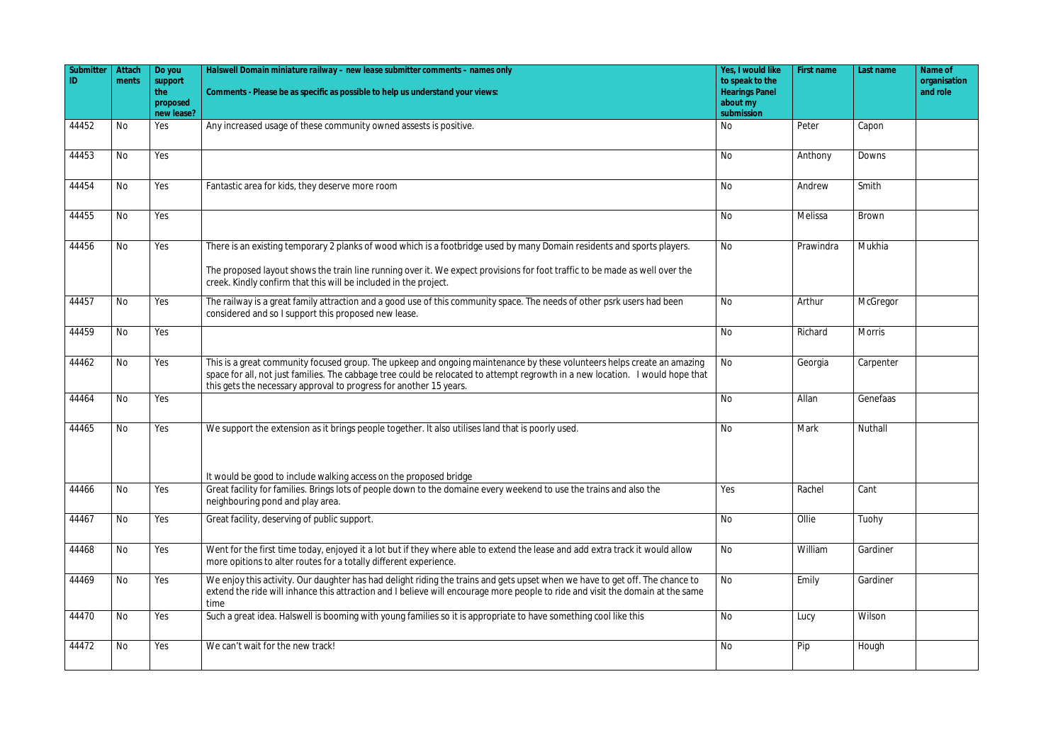| Submitter ID | Attachments | Do you support the proposed new lease? | Halswell Domain miniature railway – new lease submitter comments – names only<br>Comments - Please be as specific as possible to help us understand your views: | Yes, I would like to speak to the Hearings Panel about my submission | First name | Last name | Name of organisation and role |
|---|---|---|---|---|---|---|---|
| 44452 | No | Yes | Any increased usage of these community owned assests is positive. | No | Peter | Capon | |
| 44453 | No | Yes | | No | Anthony | Downs | |
| 44454 | No | Yes | Fantastic area for kids, they deserve more room | No | Andrew | Smith | |
| 44455 | No | Yes | | No | Melissa | Brown | |
| 44456 | No | Yes | There is an existing temporary 2 planks of wood which is a footbridge used by many Domain residents and sports players.<br><br>The proposed layout shows the train line running over it. We expect provisions for foot traffic to be made as well over the creek. Kindly confirm that this will be included in the project. | No | Prawindra | Mukhia | |
| 44457 | No | Yes | The railway is a great family attraction and a good use of this community space. The needs of other psrk users had been considered and so I support this proposed new lease. | No | Arthur | McGregor | |
| 44459 | No | Yes | | No | Richard | Morris | |
| 44462 | No | Yes | This is a great community focused group. The upkeep and ongoing maintenance by these volunteers helps create an amazing space for all, not just families. The cabbage tree could be relocated to attempt regrowth in a new location. I would hope that this gets the necessary approval to progress for another 15 years. | No | Georgia | Carpenter | |
| 44464 | No | Yes | | No | Allan | Genefaas | |
| 44465 | No | Yes | We support the extension as it brings people together. It also utilises land that is poorly used.<br><br>It would be good to include walking access on the proposed bridge | No | Mark | Nuthall | |
| 44466 | No | Yes | Great facility for families. Brings lots of people down to the domaine every weekend to use the trains and also the neighbouring pond and play area. | Yes | Rachel | Cant | |
| 44467 | No | Yes | Great facility, deserving of public support. | No | Ollie | Tuohy | |
| 44468 | No | Yes | Went for the first time today, enjoyed it a lot but if they where able to extend the lease and add extra track it would allow more opitions to alter routes for a totally different experience. | No | William | Gardiner | |
| 44469 | No | Yes | We enjoy this activity. Our daughter has had delight riding the trains and gets upset when we have to get off. The chance to extend the ride will inhance this attraction and I believe will encourage more people to ride and visit the domain at the same time | No | Emily | Gardiner | |
| 44470 | No | Yes | Such a great idea. Halswell is booming with young families so it is appropriate to have something cool like this | No | Lucy | Wilson | |
| 44472 | No | Yes | We can't wait for the new track! | No | Pip | Hough | |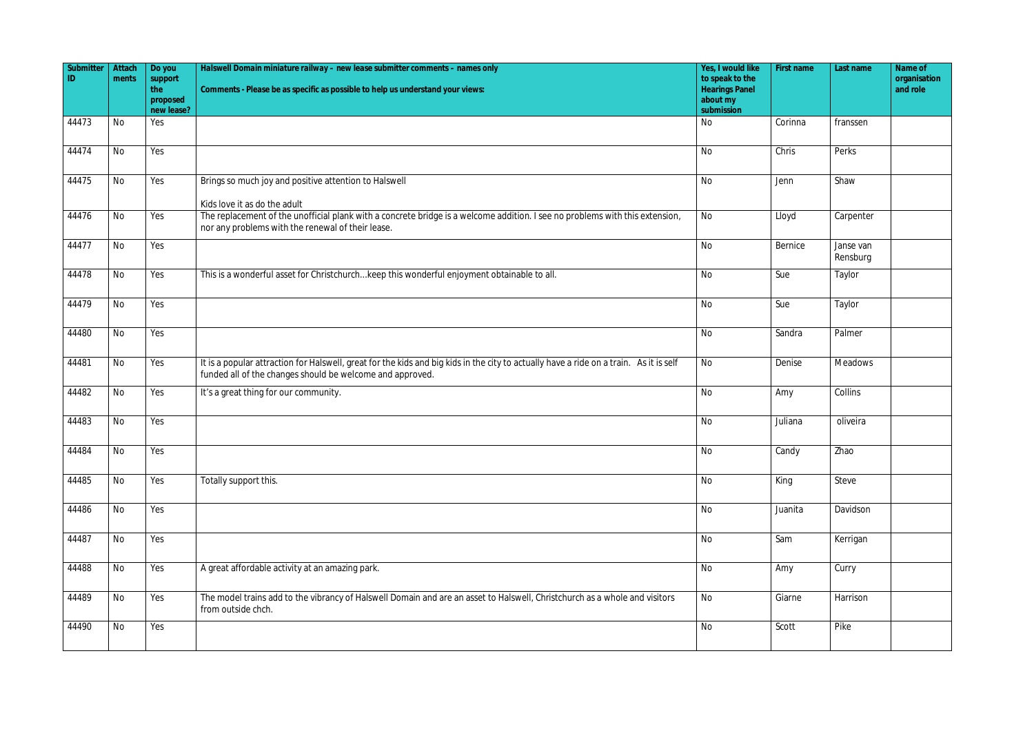| Submitter ID | Attachments | Do you support the proposed new lease? | Halswell Domain miniature railway – new lease submitter comments – names only<br><br>Comments - Please be as specific as possible to help us understand your views: | Yes, I would like to speak to the Hearings Panel about my submission | First name | Last name | Name of organisation and role |
|---|---|---|---|---|---|---|---|
| 44473 | No | Yes | | No | Corinna | franssen | |
| 44474 | No | Yes | | No | Chris | Perks | |
| 44475 | No | Yes | Brings so much joy and positive attention to Halswell<br><br>Kids love it as do the adult | No | Jenn | Shaw | |
| 44476 | No | Yes | The replacement of the unofficial plank with a concrete bridge is a welcome addition. I see no problems with this extension, nor any problems with the renewal of their lease. | No | Lloyd | Carpenter | |
| 44477 | No | Yes | | No | Bernice | Janse van Rensburg | |
| 44478 | No | Yes | This is a wonderful asset for Christchurch...keep this wonderful enjoyment obtainable to all. | No | Sue | Taylor | |
| 44479 | No | Yes | | No | Sue | Taylor | |
| 44480 | No | Yes | | No | Sandra | Palmer | |
| 44481 | No | Yes | It is a popular attraction for Halswell, great for the kids and big kids in the city to actually have a ride on a train. As it is self funded all of the changes should be welcome and approved. | No | Denise | Meadows | |
| 44482 | No | Yes | It's a great thing for our community. | No | Amy | Collins | |
| 44483 | No | Yes | | No | Juliana | oliveira | |
| 44484 | No | Yes | | No | Candy | Zhao | |
| 44485 | No | Yes | Totally support this. | No | King | Steve | |
| 44486 | No | Yes | | No | Juanita | Davidson | |
| 44487 | No | Yes | | No | Sam | Kerrigan | |
| 44488 | No | Yes | A great affordable activity at an amazing park. | No | Amy | Curry | |
| 44489 | No | Yes | The model trains add to the vibrancy of Halswell Domain and are an asset to Halswell, Christchurch as a whole and visitors from outside chch. | No | Giarne | Harrison | |
| 44490 | No | Yes | | No | Scott | Pike | |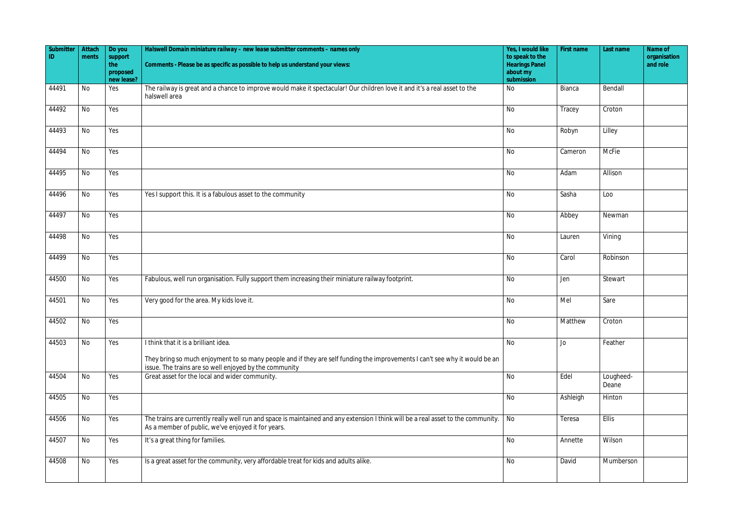| Submitter ID | Attachments | Do you support the proposed new lease? | Halswell Domain miniature railway – new lease submitter comments – names only<br><br>Comments - Please be as specific as possible to help us understand your views: | Yes, I would like to speak to the Hearings Panel about my submission | First name | Last name | Name of organisation and role |
|---|---|---|---|---|---|---|---|
| 44491 | No | Yes | The railway is great and a chance to improve would make it spectacular! Our children love it and it's a real asset to the halswell area | No | Bianca | Bendall | |
| 44492 | No | Yes | | No | Tracey | Croton | |
| 44493 | No | Yes | | No | Robyn | Lilley | |
| 44494 | No | Yes | | No | Cameron | McFie | |
| 44495 | No | Yes | | No | Adam | Allison | |
| 44496 | No | Yes | Yes I support this. It is a fabulous asset to the community | No | Sasha | Loo | |
| 44497 | No | Yes | | No | Abbey | Newman | |
| 44498 | No | Yes | | No | Lauren | Vining | |
| 44499 | No | Yes | | No | Carol | Robinson | |
| 44500 | No | Yes | Fabulous, well run organisation. Fully support them increasing their miniature railway footprint. | No | Jen | Stewart | |
| 44501 | No | Yes | Very good for the area. My kids love it. | No | Mel | Sare | |
| 44502 | No | Yes | | No | Matthew | Croton | |
| 44503 | No | Yes | I think that it is a brilliant idea.<br><br>They bring so much enjoyment to so many people and if they are self funding the improvements I can't see why it would be an issue. The trains are so well enjoyed by the community | No | Jo | Feather | |
| 44504 | No | Yes | Great asset for the local and wider community. | No | Edel | Lougheed-Deane | |
| 44505 | No | Yes | | No | Ashleigh | Hinton | |
| 44506 | No | Yes | The trains are currently really well run and space is maintained and any extension I think will be a real asset to the community. As a member of public, we've enjoyed it for years. | No | Teresa | Ellis | |
| 44507 | No | Yes | It's a great thing for families. | No | Annette | Wilson | |
| 44508 | No | Yes | Is a great asset for the community, very affordable treat for kids and adults alike. | No | David | Mumberson | |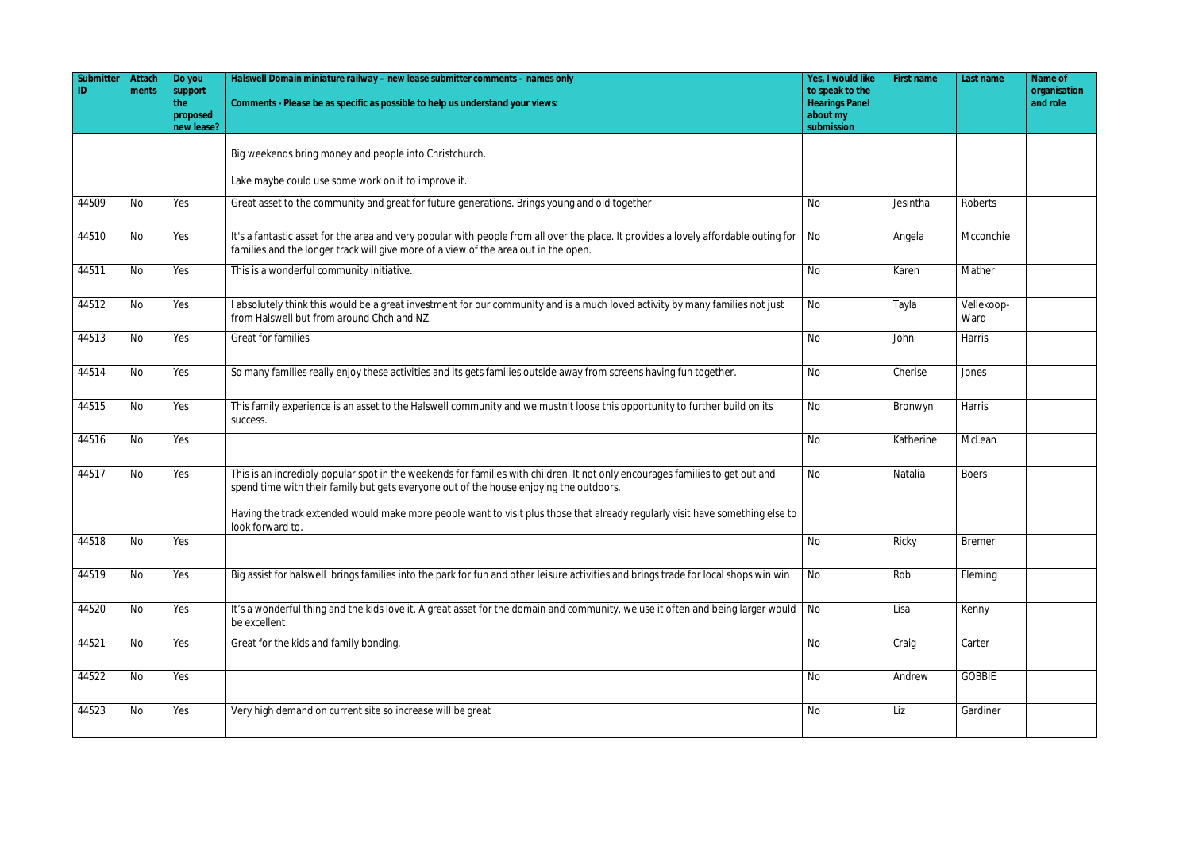| Submitter ID | Attachments | Do you support the proposed new lease? | Halswell Domain miniature railway – new lease submitter comments – names only<br>Comments - Please be as specific as possible to help us understand your views: | Yes, I would like to speak to the Hearings Panel about my submission | First name | Last name | Name of organisation and role |
|---|---|---|---|---|---|---|---|
| | | | Big weekends bring money and people into Christchurch.<br><br>Lake maybe could use some work on it to improve it. | | | | |
| 44509 | No | Yes | Great asset to the community and great for future generations. Brings young and old together | No | Jesintha | Roberts | |
| 44510 | No | Yes | It's a fantastic asset for the area and very popular with people from all over the place. It provides a lovely affordable outing for families and the longer track will give more of a view of the area out in the open. | No | Angela | Mcconchie | |
| 44511 | No | Yes | This is a wonderful community initiative. | No | Karen | Mather | |
| 44512 | No | Yes | I absolutely think this would be a great investment for our community and is a much loved activity by many families not just from Halswell but from around Chch and NZ | No | Tayla | Vellekoop-Ward | |
| 44513 | No | Yes | Great for families | No | John | Harris | |
| 44514 | No | Yes | So many families really enjoy these activities and its gets families outside away from screens having fun together. | No | Cherise | Jones | |
| 44515 | No | Yes | This family experience is an asset to the Halswell community and we mustn't loose this opportunity to further build on its success. | No | Bronwyn | Harris | |
| 44516 | No | Yes | | No | Katherine | McLean | |
| 44517 | No | Yes | This is an incredibly popular spot in the weekends for families with children. It not only encourages families to get out and spend time with their family but gets everyone out of the house enjoying the outdoors.<br><br>Having the track extended would make more people want to visit plus those that already regularly visit have something else to look forward to. | No | Natalia | Boers | |
| 44518 | No | Yes | | No | Ricky | Bremer | |
| 44519 | No | Yes | Big assist for halswell brings families into the park for fun and other leisure activities and brings trade for local shops win win | No | Rob | Fleming | |
| 44520 | No | Yes | It's a wonderful thing and the kids love it. A great asset for the domain and community, we use it often and being larger would be excellent. | No | Lisa | Kenny | |
| 44521 | No | Yes | Great for the kids and family bonding. | No | Craig | Carter | |
| 44522 | No | Yes | | No | Andrew | GOBBIE | |
| 44523 | No | Yes | Very high demand on current site so increase will be great | No | Liz | Gardiner | |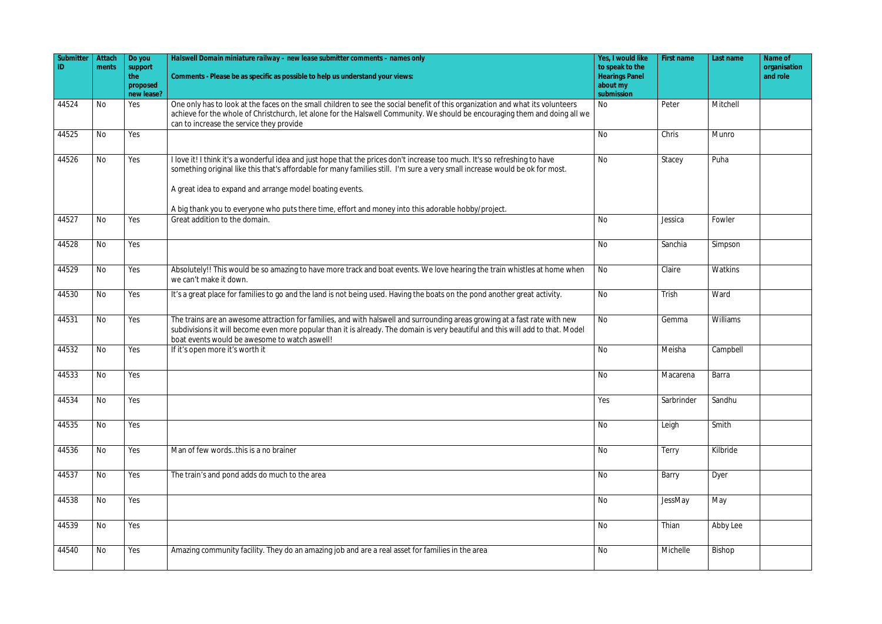| Submitter ID | Attachments | Do you support the proposed new lease? | Halswell Domain miniature railway – new lease submitter comments – names only<br>Comments - Please be as specific as possible to help us understand your views: | Yes, I would like to speak to the Hearings Panel about my submission | First name | Last name | Name of organisation and role |
|---|---|---|---|---|---|---|---|
| 44524 | No | Yes | One only has to look at the faces on the small children to see the social benefit of this organization and what its volunteers achieve for the whole of Christchurch, let alone for the Halswell Community. We should be encouraging them and doing all we can to increase the service they provide | No | Peter | Mitchell | |
| 44525 | No | Yes | | No | Chris | Munro | |
| 44526 | No | Yes | I love it! I think it's a wonderful idea and just hope that the prices don't increase too much. It's so refreshing to have something original like this that's affordable for many families still. I'm sure a very small increase would be ok for most.<br><br>A great idea to expand and arrange model boating events.<br><br>A big thank you to everyone who puts there time, effort and money into this adorable hobby/project. | No | Stacey | Puha | |
| 44527 | No | Yes | Great addition to the domain. | No | Jessica | Fowler | |
| 44528 | No | Yes | | No | Sanchia | Simpson | |
| 44529 | No | Yes | Absolutely!! This would be so amazing to have more track and boat events. We love hearing the train whistles at home when we can't make it down. | No | Claire | Watkins | |
| 44530 | No | Yes | It's a great place for families to go and the land is not being used. Having the boats on the pond another great activity. | No | Trish | Ward | |
| 44531 | No | Yes | The trains are an awesome attraction for families, and with halswell and surrounding areas growing at a fast rate with new subdivisions it will become even more popular than it is already. The domain is very beautiful and this will add to that. Model boat events would be awesome to watch aswell! | No | Gemma | Williams | |
| 44532 | No | Yes | If it's open more it's worth it | No | Meisha | Campbell | |
| 44533 | No | Yes | | No | Macarena | Barra | |
| 44534 | No | Yes | | Yes | Sarbrinder | Sandhu | |
| 44535 | No | Yes | | No | Leigh | Smith | |
| 44536 | No | Yes | Man of few words..this is a no brainer | No | Terry | Kilbride | |
| 44537 | No | Yes | The train's and pond adds do much to the area | No | Barry | Dyer | |
| 44538 | No | Yes | | No | JessMay | May | |
| 44539 | No | Yes | | No | Thian | Abby Lee | |
| 44540 | No | Yes | Amazing community facility. They do an amazing job and are a real asset for families in the area | No | Michelle | Bishop | |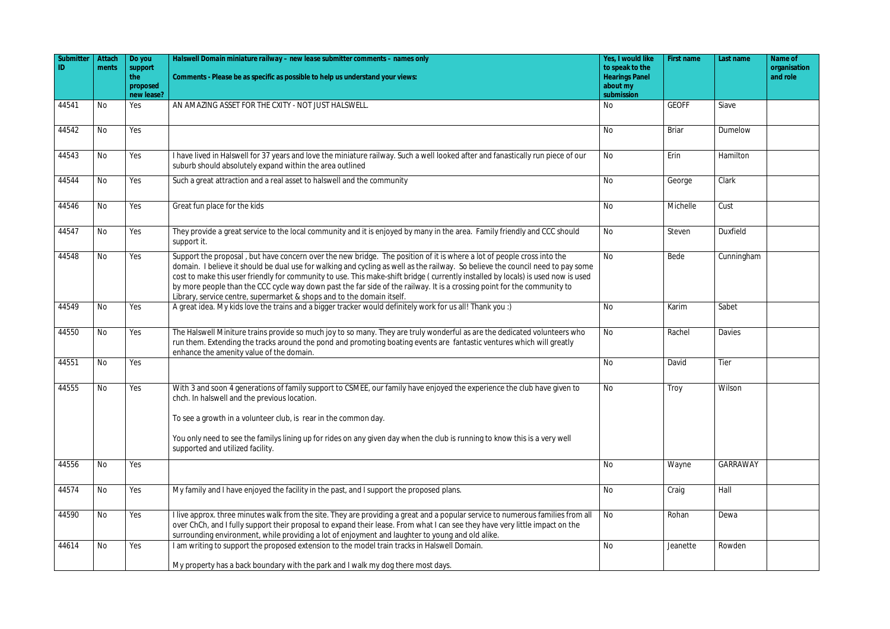| Submitter ID | Attachments | Do you support the proposed new lease? | Halswell Domain miniature railway – new lease submitter comments – names only<br>Comments - Please be as specific as possible to help us understand your views: | Yes, I would like to speak to the Hearings Panel about my submission | First name | Last name | Name of organisation and role |
|---|---|---|---|---|---|---|---|
| 44541 | No | Yes | AN AMAZING ASSET FOR THE CXITY - NOT JUST HALSWELL. | No | GEOFF | Siave | |
| 44542 | No | Yes | | No | Briar | Dumelow | |
| 44543 | No | Yes | I have lived in Halswell for 37 years and love the miniature railway. Such a well looked after and fanastically run piece of our suburb should absolutely expand within the area outlined | No | Erin | Hamilton | |
| 44544 | No | Yes | Such a great attraction and a real asset to halswell and the community | No | George | Clark | |
| 44546 | No | Yes | Great fun place for the kids | No | Michelle | Cust | |
| 44547 | No | Yes | They provide a great service to the local community and it is enjoyed by many in the area. Family friendly and CCC should support it. | No | Steven | Duxfield | |
| 44548 | No | Yes | Support the proposal , but have concern over the new bridge. The position of it is where a lot of people cross into the domain. I believe it should be dual use for walking and cycling as well as the railway. So believe the council need to pay some cost to make this user friendly for community to use. This make-shift bridge ( currently installed by locals) is used now is used by more people than the CCC cycle way down past the far side of the railway. It is a crossing point for the community to Library, service centre, supermarket & shops and to the domain itself. | No | Bede | Cunningham | |
| 44549 | No | Yes | A great idea. My kids love the trains and a bigger tracker would definitely work for us all! Thank you :) | No | Karim | Sabet | |
| 44550 | No | Yes | The Halswell Miniture trains provide so much joy to so many. They are truly wonderful as are the dedicated volunteers who run them. Extending the tracks around the pond and promoting boating events are fantastic ventures which will greatly enhance the amenity value of the domain. | No | Rachel | Davies | |
| 44551 | No | Yes | | No | David | Tier | |
| 44555 | No | Yes | With 3 and soon 4 generations of family support to CSMEE, our family have enjoyed the experience the club have given to chch. In halswell and the previous location.<br><br>To see a growth in a volunteer club, is rear in the common day.<br><br>You only need to see the familys lining up for rides on any given day when the club is running to know this is a very well supported and utilized facility. | No | Troy | Wilson | |
| 44556 | No | Yes | | No | Wayne | GARRAWAY | |
| 44574 | No | Yes | My family and I have enjoyed the facility in the past, and I support the proposed plans. | No | Craig | Hall | |
| 44590 | No | Yes | I live approx. three minutes walk from the site. They are providing a great and a popular service to numerous families from all over ChCh, and I fully support their proposal to expand their lease. From what I can see they have very little impact on the surrounding environment, while providing a lot of enjoyment and laughter to young and old alike. | No | Rohan | Dewa | |
| 44614 | No | Yes | I am writing to support the proposed extension to the model train tracks in Halswell Domain.<br><br>My property has a back boundary with the park and I walk my dog there most days. | No | Jeanette | Rowden | |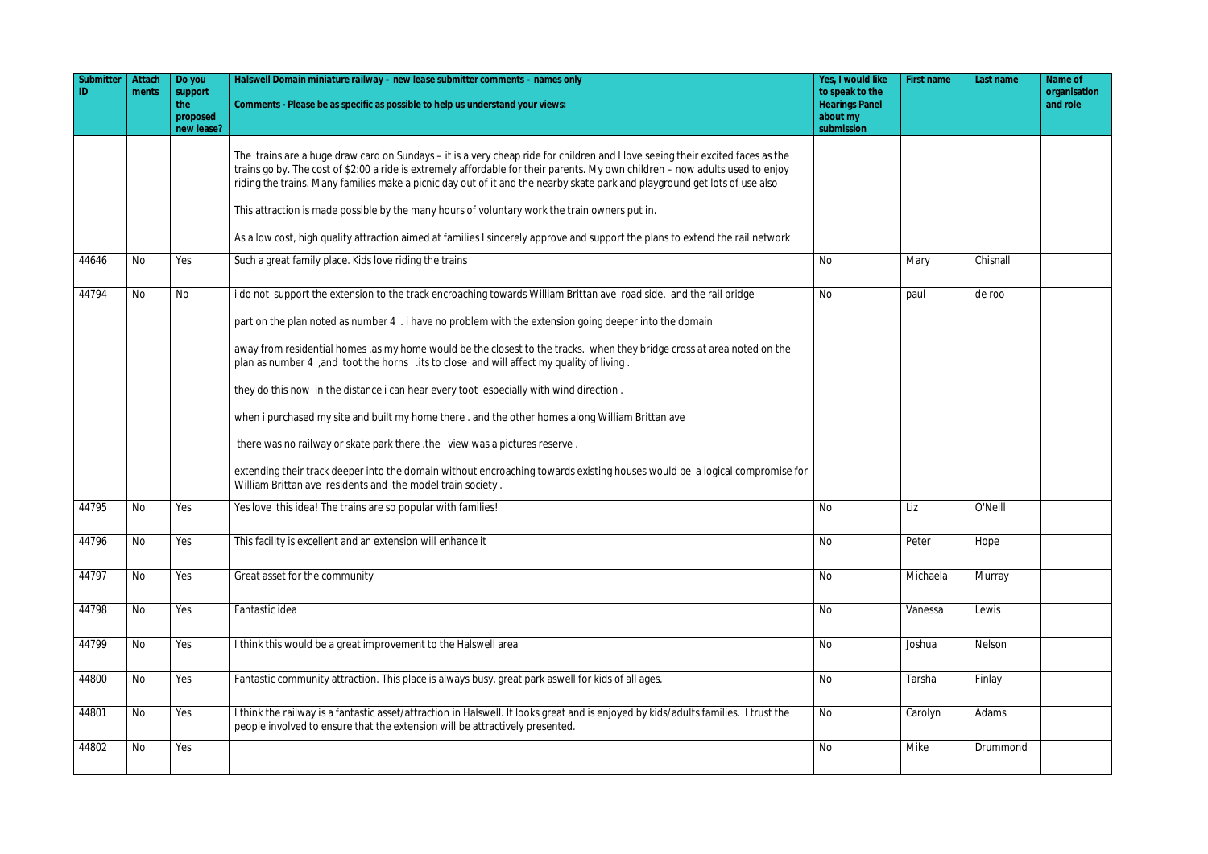| Submitter ID | Attachments | Do you support the proposed new lease? | Halswell Domain miniature railway – new lease submitter comments – names only<br>Comments - Please be as specific as possible to help us understand your views: | Yes, I would like to speak to the Hearings Panel about my submission | First name | Last name | Name of organisation and role |
|---|---|---|---|---|---|---|---|
| | | | The trains are a huge draw card on Sundays – it is a very cheap ride for children and I love seeing their excited faces as the trains go by. The cost of $2:00 a ride is extremely affordable for their parents. My own children – now adults used to enjoy riding the trains. Many families make a picnic day out of it and the nearby skate park and playground get lots of use also<br><br>This attraction is made possible by the many hours of voluntary work the train owners put in.<br><br>As a low cost, high quality attraction aimed at families I sincerely approve and support the plans to extend the rail network | | | | |
| 44646 | No | Yes | Such a great family place. Kids love riding the trains | No | Mary | Chisnall | |
| 44794 | No | No | i do not support the extension to the track encroaching towards William Brittan ave road side. and the rail bridge<br><br>part on the plan noted as number 4 . i have no problem with the extension going deeper into the domain<br><br>away from residential homes .as my home would be the closest to the tracks. when they bridge cross at area noted on the plan as number 4 ,and toot the horns .its to close and will affect my quality of living .<br><br>they do this now in the distance i can hear every toot especially with wind direction .<br><br>when i purchased my site and built my home there . and the other homes along William Brittan ave<br><br>there was no railway or skate park there .the view was a pictures reserve .<br><br>extending their track deeper into the domain without encroaching towards existing houses would be a logical compromise for William Brittan ave residents and the model train society . | No | paul | de roo | |
| 44795 | No | Yes | Yes love this idea! The trains are so popular with families! | No | Liz | O'Neill | |
| 44796 | No | Yes | This facility is excellent and an extension will enhance it | No | Peter | Hope | |
| 44797 | No | Yes | Great asset for the community | No | Michaela | Murray | |
| 44798 | No | Yes | Fantastic idea | No | Vanessa | Lewis | |
| 44799 | No | Yes | I think this would be a great improvement to the Halswell area | No | Joshua | Nelson | |
| 44800 | No | Yes | Fantastic community attraction. This place is always busy, great park aswell for kids of all ages. | No | Tarsha | Finlay | |
| 44801 | No | Yes | I think the railway is a fantastic asset/attraction in Halswell. It looks great and is enjoyed by kids/adults families. I trust the people involved to ensure that the extension will be attractively presented. | No | Carolyn | Adams | |
| 44802 | No | Yes | | No | Mike | Drummond | |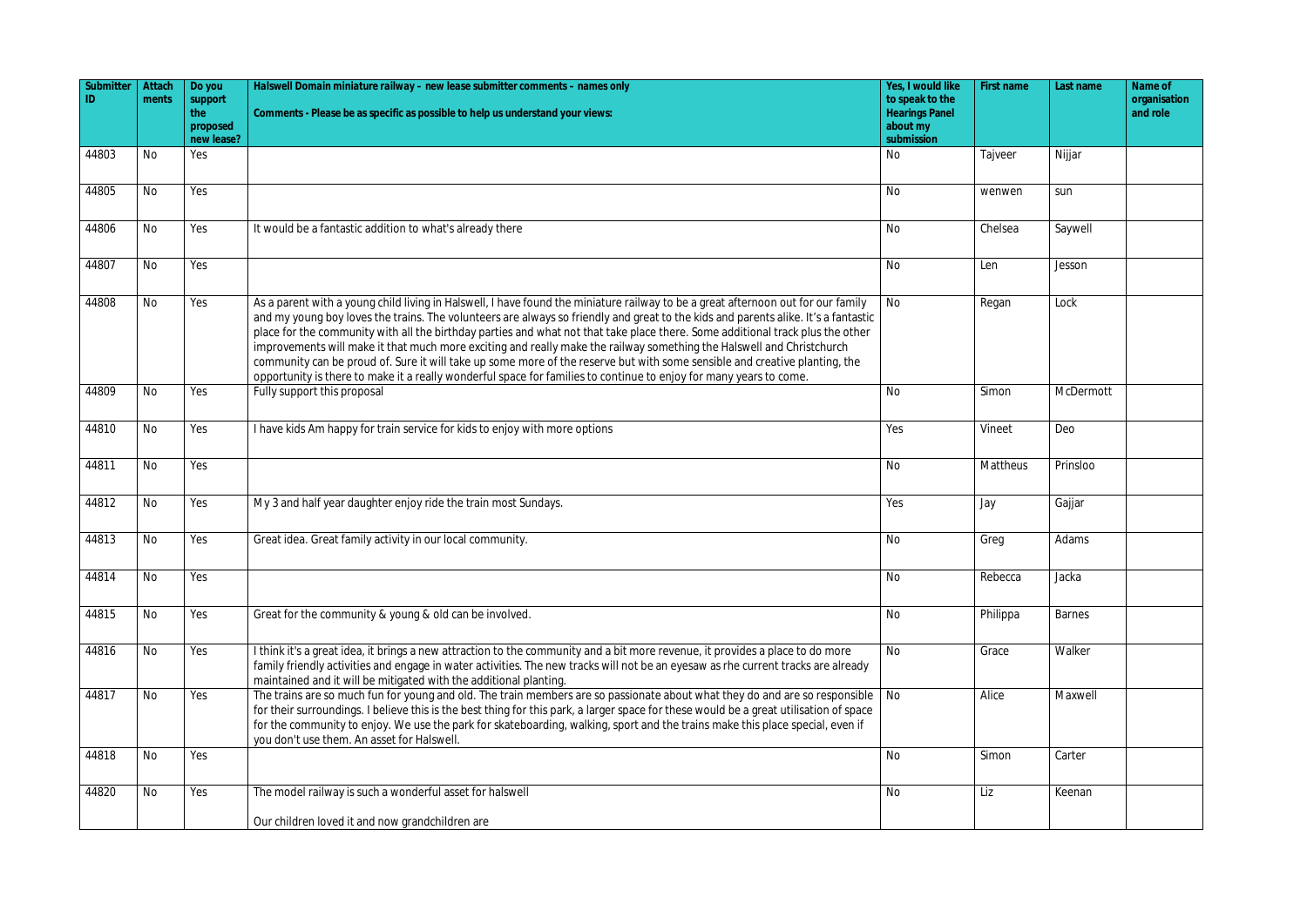| Submitter ID | Attachments | Do you support the proposed new lease? | Halswell Domain miniature railway – new lease submitter comments – names only<br>Comments - Please be as specific as possible to help us understand your views: | Yes, I would like to speak to the Hearings Panel about my submission | First name | Last name | Name of organisation and role |
|---|---|---|---|---|---|---|---|
| 44803 | No | Yes | | No | Tajveer | Nijjar | |
| 44805 | No | Yes | | No | wenwen | sun | |
| 44806 | No | Yes | It would be a fantastic addition to what's already there | No | Chelsea | Saywell | |
| 44807 | No | Yes | | No | Len | Jesson | |
| 44808 | No | Yes | As a parent with a young child living in Halswell, I have found the miniature railway to be a great afternoon out for our family and my young boy loves the trains. The volunteers are always so friendly and great to the kids and parents alike. It's a fantastic place for the community with all the birthday parties and what not that take place there. Some additional track plus the other improvements will make it that much more exciting and really make the railway something the Halswell and Christchurch community can be proud of. Sure it will take up some more of the reserve but with some sensible and creative planting, the opportunity is there to make it a really wonderful space for families to continue to enjoy for many years to come. | No | Regan | Lock | |
| 44809 | No | Yes | Fully support this proposal | No | Simon | McDermott | |
| 44810 | No | Yes | I have kids Am happy for train service for kids to enjoy with more options | Yes | Vineet | Deo | |
| 44811 | No | Yes | | No | Mattheus | Prinsloo | |
| 44812 | No | Yes | My 3 and half year daughter enjoy ride the train most Sundays. | Yes | Jay | Gajjar | |
| 44813 | No | Yes | Great idea. Great family activity in our local community. | No | Greg | Adams | |
| 44814 | No | Yes | | No | Rebecca | Jacka | |
| 44815 | No | Yes | Great for the community & young & old can be involved. | No | Philippa | Barnes | |
| 44816 | No | Yes | I think it's a great idea, it brings a new attraction to the community and a bit more revenue, it provides a place to do more family friendly activities and engage in water activities. The new tracks will not be an eyesaw as rhe current tracks are already maintained and it will be mitigated with the additional planting. | No | Grace | Walker | |
| 44817 | No | Yes | The trains are so much fun for young and old. The train members are so passionate about what they do and are so responsible for their surroundings. I believe this is the best thing for this park, a larger space for these would be a great utilisation of space for the community to enjoy. We use the park for skateboarding, walking, sport and the trains make this place special, even if you don't use them. An asset for Halswell. | No | Alice | Maxwell | |
| 44818 | No | Yes | | No | Simon | Carter | |
| 44820 | No | Yes | The model railway is such a wonderful asset for halswell<br><br>Our children loved it and now grandchildren are | No | Liz | Keenan | |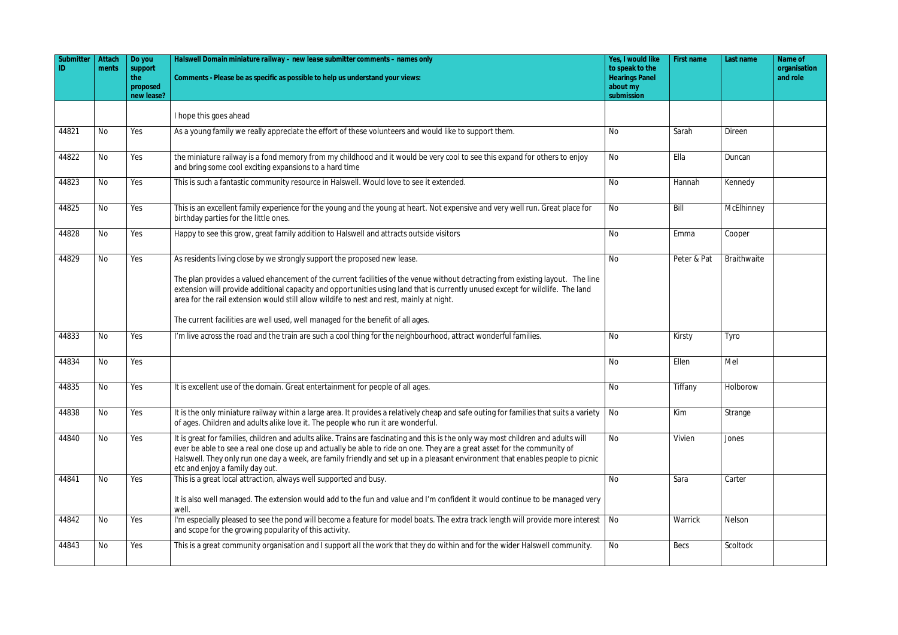| Submitter ID | Attachments | Do you support the proposed new lease? | Halswell Domain miniature railway – new lease submitter comments – names only<br>Comments - Please be as specific as possible to help us understand your views: | Yes, I would like to speak to the Hearings Panel about my submission | First name | Last name | Name of organisation and role |
|---|---|---|---|---|---|---|---|
| | | | I hope this goes ahead | | | | |
| 44821 | No | Yes | As a young family we really appreciate the effort of these volunteers and would like to support them. | No | Sarah | Direen | |
| 44822 | No | Yes | the miniature railway is a fond memory from my childhood and it would be very cool to see this expand for others to enjoy and bring some cool exciting expansions to a hard time | No | Ella | Duncan | |
| 44823 | No | Yes | This is such a fantastic community resource in Halswell. Would love to see it extended. | No | Hannah | Kennedy | |
| 44825 | No | Yes | This is an excellent family experience for the young and the young at heart. Not expensive and very well run. Great place for birthday parties for the little ones. | No | Bill | McElhinney | |
| 44828 | No | Yes | Happy to see this grow, great family addition to Halswell and attracts outside visitors | No | Emma | Cooper | |
| 44829 | No | Yes | As residents living close by we strongly support the proposed new lease.<br><br>The plan provides a valued ehancement of the current facilities of the venue without detracting from existing layout. The line extension will provide additional capacity and opportunities using land that is currently unused except for wildlife. The land area for the rail extension would still allow wildife to nest and rest, mainly at night.<br><br>The current facilities are well used, well managed for the benefit of all ages. | No | Peter & Pat | Braithwaite | |
| 44833 | No | Yes | I'm live across the road and the train are such a cool thing for the neighbourhood, attract wonderful families. | No | Kirsty | Tyro | |
| 44834 | No | Yes | | No | Ellen | Mel | |
| 44835 | No | Yes | It is excellent use of the domain. Great entertainment for people of all ages. | No | Tiffany | Holborow | |
| 44838 | No | Yes | It is the only miniature railway within a large area. It provides a relatively cheap and safe outing for families that suits a variety of ages. Children and adults alike love it. The people who run it are wonderful. | No | Kim | Strange | |
| 44840 | No | Yes | It is great for families, children and adults alike. Trains are fascinating and this is the only way most children and adults will ever be able to see a real one close up and actually be able to ride on one. They are a great asset for the community of Halswell. They only run one day a week, are family friendly and set up in a pleasant environment that enables people to picnic etc and enjoy a family day out. | No | Vivien | Jones | |
| 44841 | No | Yes | This is a great local attraction, always well supported and busy.<br><br>It is also well managed. The extension would add to the fun and value and I'm confident it would continue to be managed very well. | No | Sara | Carter | |
| 44842 | No | Yes | I'm especially pleased to see the pond will become a feature for model boats. The extra track length will provide more interest and scope for the growing popularity of this activity. | No | Warrick | Nelson | |
| 44843 | No | Yes | This is a great community organisation and I support all the work that they do within and for the wider Halswell community. | No | Becs | Scoltock | |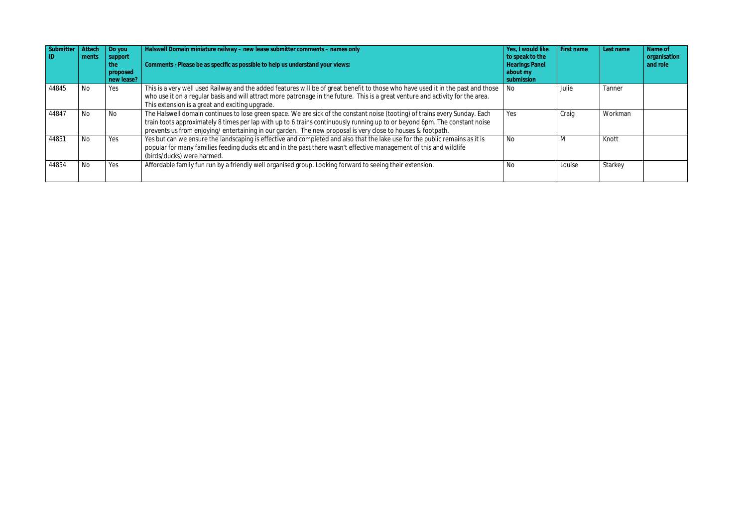| Submitter ID | Attachments | Do you support the proposed new lease? | Halswell Domain miniature railway – new lease submitter comments – names only<br><br>Comments - Please be as specific as possible to help us understand your views: | Yes, I would like to speak to the Hearings Panel about my submission | First name | Last name | Name of organisation and role |
|---|---|---|---|---|---|---|---|
| 44845 | No | Yes | This is a very well used Railway and the added features will be of great benefit to those who have used it in the past and those who use it on a regular basis and will attract more patronage in the future. This is a great venture and activity for the area. This extension is a great and exciting upgrade. | No | Julie | Tanner | |
| 44847 | No | No | The Halswell domain continues to lose green space. We are sick of the constant noise (tooting) of trains every Sunday. Each train toots approximately 8 times per lap with up to 6 trains continuously running up to or beyond 6pm. The constant noise prevents us from enjoying/ entertaining in our garden. The new proposal is very close to houses & footpath. | Yes | Craig | Workman | |
| 44851 | No | Yes | Yes but can we ensure the landscaping is effective and completed and also that the lake use for the public remains as it is popular for many families feeding ducks etc and in the past there wasn't effective management of this and wildlife (birds/ducks) were harmed. | No | M | Knott | |
| 44854 | No | Yes | Affordable family fun run by a friendly well organised group. Looking forward to seeing their extension. | No | Louise | Starkey | |